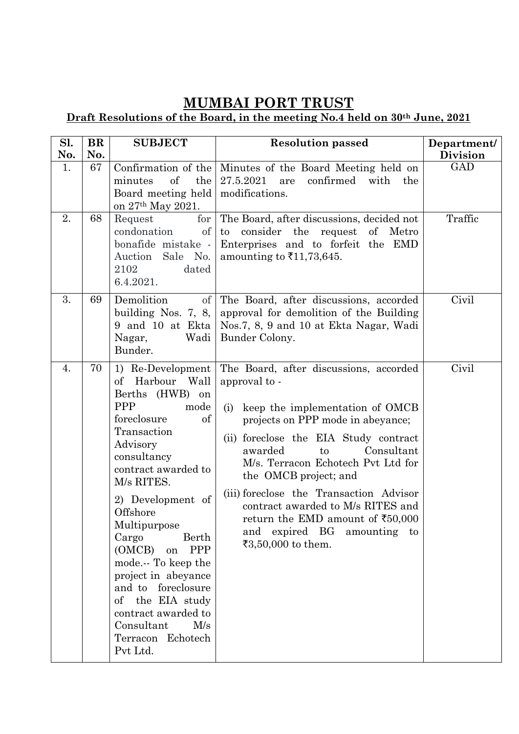# MUMBAI PORT TRUST

## Draft Resolutions of the Board, in the meeting No.4 held on 30th June, 2021

| Sl. No. | BR No. | SUBJECT | Resolution passed | Department/ Division |
|---|---|---|---|---|
| 1. | 67 | Confirmation of the minutes of the Board meeting held on 27th May 2021. | Minutes of the Board Meeting held on 27.5.2021 are confirmed with the modifications. | GAD |
| 2. | 68 | Request for condonation of bonafide mistake - Auction Sale No. 2102 dated 6.4.2021. | The Board, after discussions, decided not to consider the request of Metro Enterprises and to forfeit the EMD amounting to ₹11,73,645. | Traffic |
| 3. | 69 | Demolition of building Nos. 7, 8, 9 and 10 at Ekta Nagar, Wadi Bunder. | The Board, after discussions, accorded approval for demolition of the Building Nos.7, 8, 9 and 10 at Ekta Nagar, Wadi Bunder Colony. | Civil |
| 4. | 70 | 1) Re-Development of Harbour Wall Berths (HWB) on PPP mode foreclosure of Transaction Advisory consultancy contract awarded to M/s RITES.<br><br>2) Development of Offshore Multipurpose Cargo Berth (OMCB) on PPP mode.-- To keep the project in abeyance and to foreclosure of the EIA study contract awarded to Consultant M/s Terracon Echotech Pvt Ltd. | The Board, after discussions, accorded approval to -<br><br>(i) keep the implementation of OMCB projects on PPP mode in abeyance;<br><br>(ii) foreclose the EIA Study contract awarded to Consultant M/s. Terracon Echotech Pvt Ltd for the OMCB project; and<br><br>(iii) foreclose the Transaction Advisor contract awarded to M/s RITES and return the EMD amount of ₹50,000 and expired BG amounting to ₹3,50,000 to them. | Civil |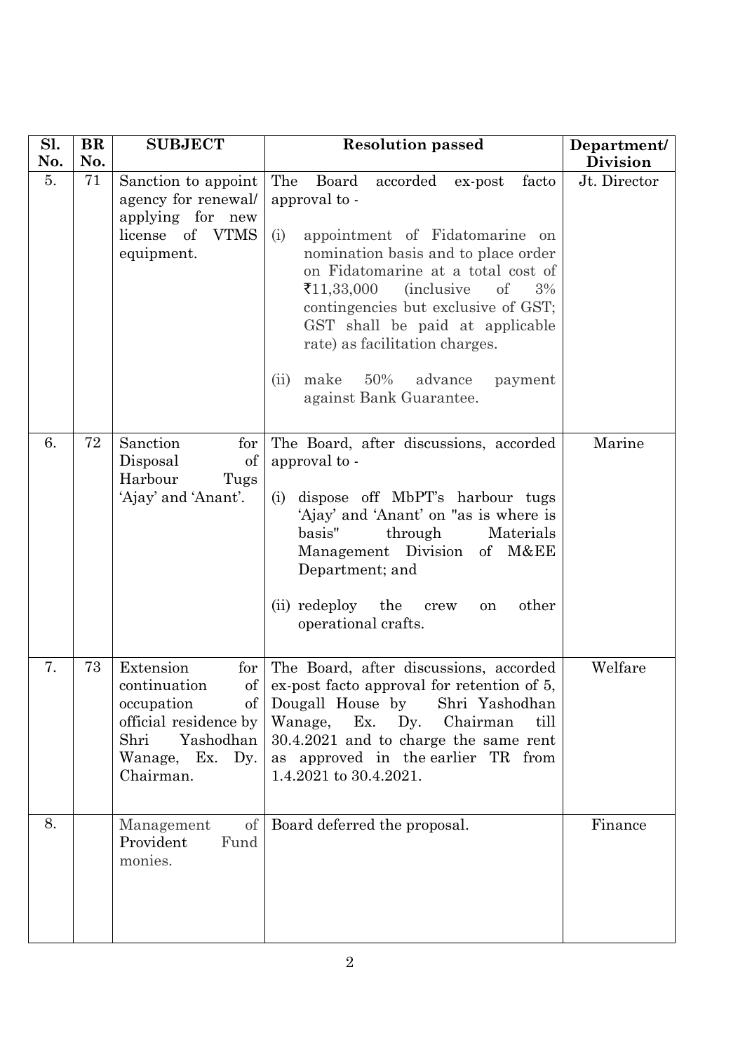| Sl. No. | BR No. | SUBJECT | Resolution passed | Department/ Division |
|---|---|---|---|---|
| 5. | 71 | Sanction to appoint agency for renewal/ applying for new license of VTMS equipment. | The Board accorded ex-post facto approval to -<br><br>(i) appointment of Fidatomarine on nomination basis and to place order on Fidatomarine at a total cost of ₹11,33,000 (inclusive of 3% contingencies but exclusive of GST; GST shall be paid at applicable rate) as facilitation charges.<br><br>(ii) make 50% advance payment against Bank Guarantee. | Jt. Director |
| 6. | 72 | Sanction for Disposal of Harbour Tugs 'Ajay' and 'Anant'. | The Board, after discussions, accorded approval to -<br><br>(i) dispose off MbPT's harbour tugs 'Ajay' and 'Anant' on "as is where is basis" through Materials Management Division of M&EE Department; and<br><br>(ii) redeploy the crew on other operational crafts. | Marine |
| 7. | 73 | Extension for continuation of occupation of official residence by Shri Yashodhan Wanage, Ex. Dy. Chairman. | The Board, after discussions, accorded ex-post facto approval for retention of 5, Dougall House by Shri Yashodhan Wanage, Ex. Dy. Chairman till 30.4.2021 and to charge the same rent as approved in the earlier TR from 1.4.2021 to 30.4.2021. | Welfare |
| 8. | | Management of Provident Fund monies. | Board deferred the proposal. | Finance |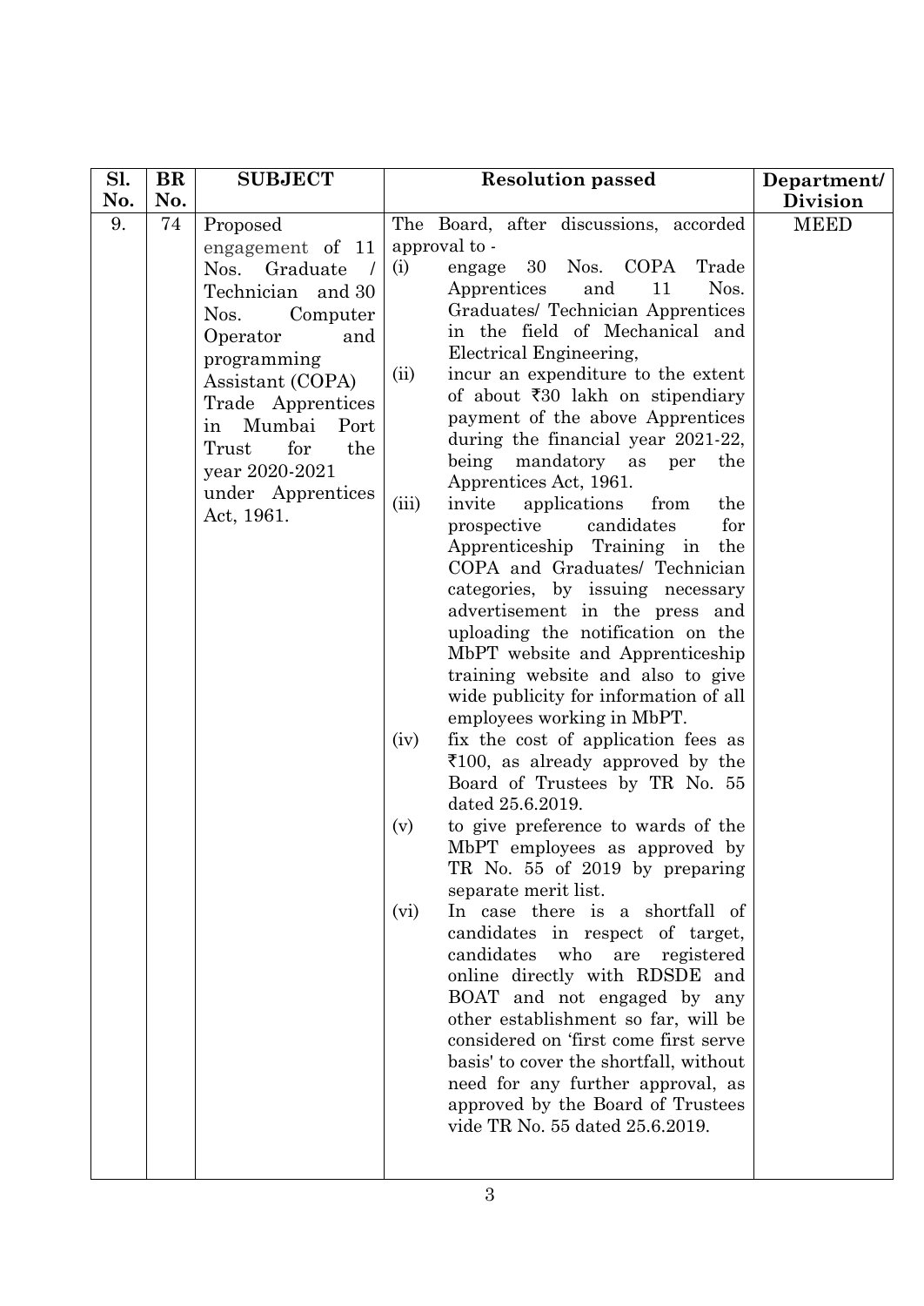| Sl. No. | BR No. | SUBJECT | Resolution passed | Department/ Division |
|---|---|---|---|---|
| 9. | 74 | Proposed engagement of 11 Nos. Graduate / Technician and 30 Nos. Computer Operator and programming Assistant (COPA) Trade Apprentices in Mumbai Port Trust for the year 2020-2021 under Apprentices Act, 1961. | The Board, after discussions, accorded approval to -<br>(i) engage 30 Nos. COPA Trade Apprentices and 11 Nos. Graduates/ Technician Apprentices in the field of Mechanical and Electrical Engineering,<br>(ii) incur an expenditure to the extent of about ₹30 lakh on stipendiary payment of the above Apprentices during the financial year 2021-22, being mandatory as per the Apprentices Act, 1961.<br>(iii) invite applications from the prospective candidates for Apprenticeship Training in the COPA and Graduates/ Technician categories, by issuing necessary advertisement in the press and uploading the notification on the MbPT website and Apprenticeship training website and also to give wide publicity for information of all employees working in MbPT.<br>(iv) fix the cost of application fees as ₹100, as already approved by the Board of Trustees by TR No. 55 dated 25.6.2019.<br>(v) to give preference to wards of the MbPT employees as approved by TR No. 55 of 2019 by preparing separate merit list.<br>(vi) In case there is a shortfall of candidates in respect of target, candidates who are registered online directly with RDSDE and BOAT and not engaged by any other establishment so far, will be considered on 'first come first serve basis' to cover the shortfall, without need for any further approval, as approved by the Board of Trustees vide TR No. 55 dated 25.6.2019. | MEED |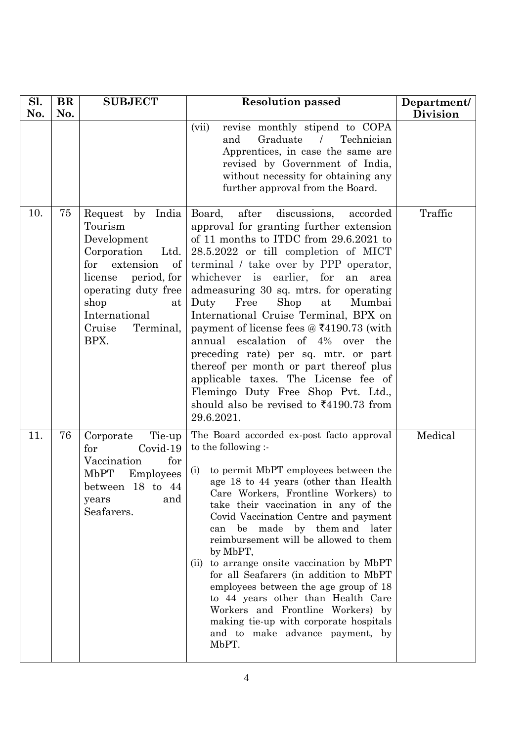| Sl. No. | BR No. | SUBJECT | Resolution passed | Department/ Division |
|---|---|---|---|---|
| | | | (vii) revise monthly stipend to COPA and Graduate / Technician Apprentices, in case the same are revised by Government of India, without necessity for obtaining any further approval from the Board. | |
| 10. | 75 | Request by India Tourism Development Corporation Ltd. for extension of license period, for operating duty free shop at International Cruise Terminal, BPX. | Board, after discussions, accorded approval for granting further extension of 11 months to ITDC from 29.6.2021 to 28.5.2022 or till completion of MICT terminal / take over by PPP operator, whichever is earlier, for an area admeasuring 30 sq. mtrs. for operating Duty Free Shop at Mumbai International Cruise Terminal, BPX on payment of license fees @ ₹4190.73 (with annual escalation of 4% over the preceding rate) per sq. mtr. or part thereof per month or part thereof plus applicable taxes. The License fee of Flemingo Duty Free Shop Pvt. Ltd., should also be revised to ₹4190.73 from 29.6.2021. | Traffic |
| 11. | 76 | Corporate Tie-up for Covid-19 Vaccination for MbPT Employees between 18 to 44 years and Seafarers. | The Board accorded ex-post facto approval to the following :-<br><br>(i) to permit MbPT employees between the age 18 to 44 years (other than Health Care Workers, Frontline Workers) to take their vaccination in any of the Covid Vaccination Centre and payment can be made by them and later reimbursement will be allowed to them by MbPT,<br>(ii) to arrange onsite vaccination by MbPT for all Seafarers (in addition to MbPT employees between the age group of 18 to 44 years other than Health Care Workers and Frontline Workers) by making tie-up with corporate hospitals and to make advance payment, by MbPT. | Medical |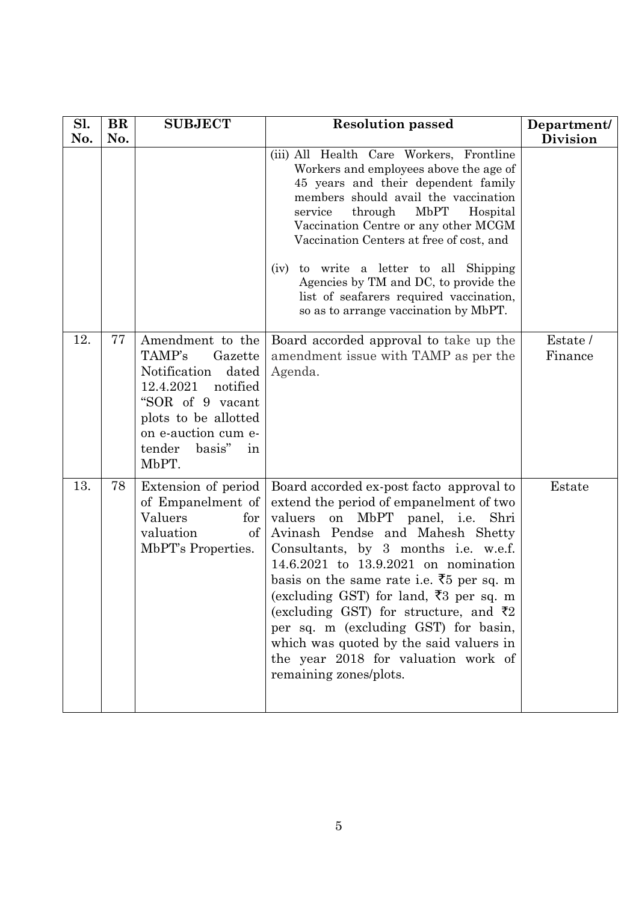| Sl. No. | BR No. | SUBJECT | Resolution passed | Department/ Division |
|---|---|---|---|---|
| | | | (iii) All Health Care Workers, Frontline Workers and employees above the age of 45 years and their dependent family members should avail the vaccination service through MbPT Hospital Vaccination Centre or any other MCGM Vaccination Centers at free of cost, and<br><br>(iv) to write a letter to all Shipping Agencies by TM and DC, to provide the list of seafarers required vaccination, so as to arrange vaccination by MbPT. | |
| 12. | 77 | Amendment to the TAMP's Gazette Notification dated 12.4.2021 notified "SOR of 9 vacant plots to be allotted on e-auction cum e-tender basis" in MbPT. | Board accorded approval to take up the amendment issue with TAMP as per the Agenda. | Estate / Finance |
| 13. | 78 | Extension of period of Empanelment of Valuers for valuation of MbPT's Properties. | Board accorded ex-post facto approval to extend the period of empanelment of two valuers on MbPT panel, i.e. Shri Avinash Pendse and Mahesh Shetty Consultants, by 3 months i.e. w.e.f. 14.6.2021 to 13.9.2021 on nomination basis on the same rate i.e. ₹5 per sq. m (excluding GST) for land, ₹3 per sq. m (excluding GST) for structure, and ₹2 per sq. m (excluding GST) for basin, which was quoted by the said valuers in the year 2018 for valuation work of remaining zones/plots. | Estate |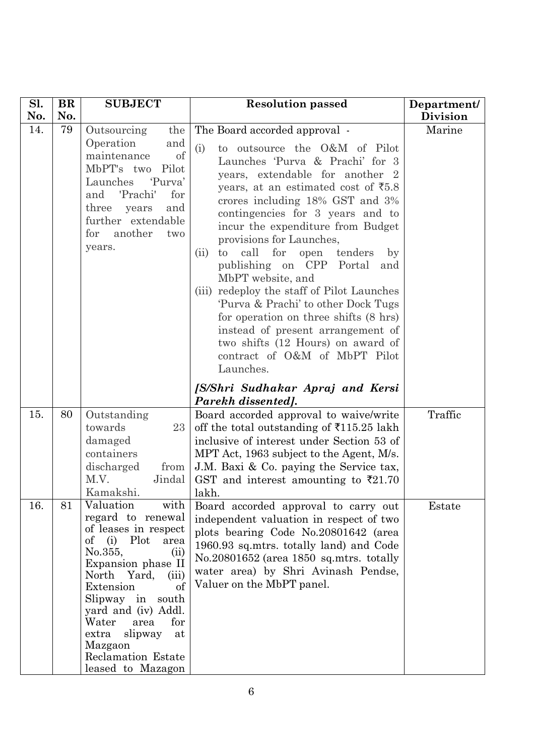| Sl. No. | BR No. | SUBJECT | Resolution passed | Department/ Division |
|---|---|---|---|---|
| 14. | 79 | Outsourcing the Operation and maintenance of MbPT's two Pilot Launches 'Purva' and 'Prachi' for three years and further extendable for another two years. | The Board accorded approval -<br>(i) to outsource the O&M of Pilot Launches 'Purva & Prachi' for 3 years, extendable for another 2 years, at an estimated cost of ₹5.8 crores including 18% GST and 3% contingencies for 3 years and to incur the expenditure from Budget provisions for Launches,<br>(ii) to call for open tenders by publishing on CPP Portal and MbPT website, and<br>(iii) redeploy the staff of Pilot Launches 'Purva & Prachi' to other Dock Tugs for operation on three shifts (8 hrs) instead of present arrangement of two shifts (12 Hours) on award of contract of O&M of MbPT Pilot Launches.<br>***[S/Shri Sudhakar Apraj and Kersi Parekh dissented].*** | Marine |
| 15. | 80 | Outstanding towards 23 damaged containers discharged from M.V. Jindal Kamakshi. | Board accorded approval to waive/write off the total outstanding of ₹115.25 lakh inclusive of interest under Section 53 of MPT Act, 1963 subject to the Agent, M/s. J.M. Baxi & Co. paying the Service tax, GST and interest amounting to ₹21.70 lakh. | Traffic |
| 16. | 81 | Valuation with regard to renewal of leases in respect of (i) Plot area No.355, (ii) Expansion phase II North Yard, (iii) Extension of Slipway in south yard and (iv) Addl. Water area for extra slipway at Mazgaon Reclamation Estate leased to Mazagon | Board accorded approval to carry out independent valuation in respect of two plots bearing Code No.20801642 (area 1960.93 sq.mtrs. totally land) and Code No.20801652 (area 1850 sq.mtrs. totally water area) by Shri Avinash Pendse, Valuer on the MbPT panel. | Estate |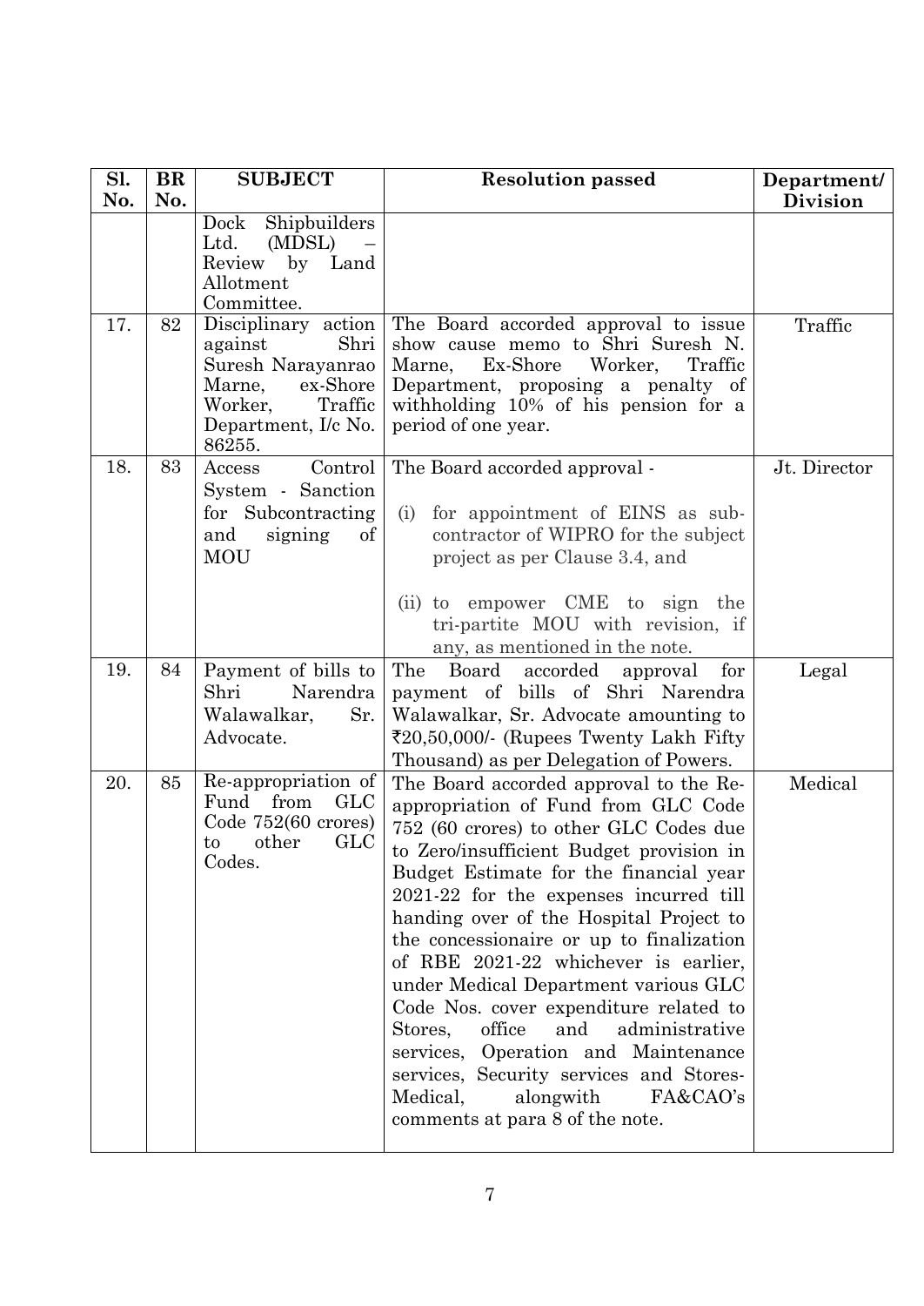| Sl. No. | BR No. | SUBJECT | Resolution passed | Department/ Division |
|---|---|---|---|---|
| | | Dock Shipbuilders Ltd. (MDSL) – Review by Land Allotment Committee. | | |
| 17. | 82 | Disciplinary action against Shri Suresh Narayanrao Marne, ex-Shore Worker, Traffic Department, I/c No. 86255. | The Board accorded approval to issue show cause memo to Shri Suresh N. Marne, Ex-Shore Worker, Traffic Department, proposing a penalty of withholding 10% of his pension for a period of one year. | Traffic |
| 18. | 83 | Access Control System - Sanction for Subcontracting and signing of MOU | The Board accorded approval - (i) for appointment of EINS as sub-contractor of WIPRO for the subject project as per Clause 3.4, and (ii) to empower CME to sign the tri-partite MOU with revision, if any, as mentioned in the note. | Jt. Director |
| 19. | 84 | Payment of bills to Shri Narendra Walawalkar, Sr. Advocate. | The Board accorded approval for payment of bills of Shri Narendra Walawalkar, Sr. Advocate amounting to ₹20,50,000/- (Rupees Twenty Lakh Fifty Thousand) as per Delegation of Powers. | Legal |
| 20. | 85 | Re-appropriation of Fund from GLC Code 752(60 crores) to other GLC Codes. | The Board accorded approval to the Re-appropriation of Fund from GLC Code 752 (60 crores) to other GLC Codes due to Zero/insufficient Budget provision in Budget Estimate for the financial year 2021-22 for the expenses incurred till handing over of the Hospital Project to the concessionaire or up to finalization of RBE 2021-22 whichever is earlier, under Medical Department various GLC Code Nos. cover expenditure related to Stores, office and administrative services, Operation and Maintenance services, Security services and Stores-Medical, alongwith FA&CAO's comments at para 8 of the note. | Medical |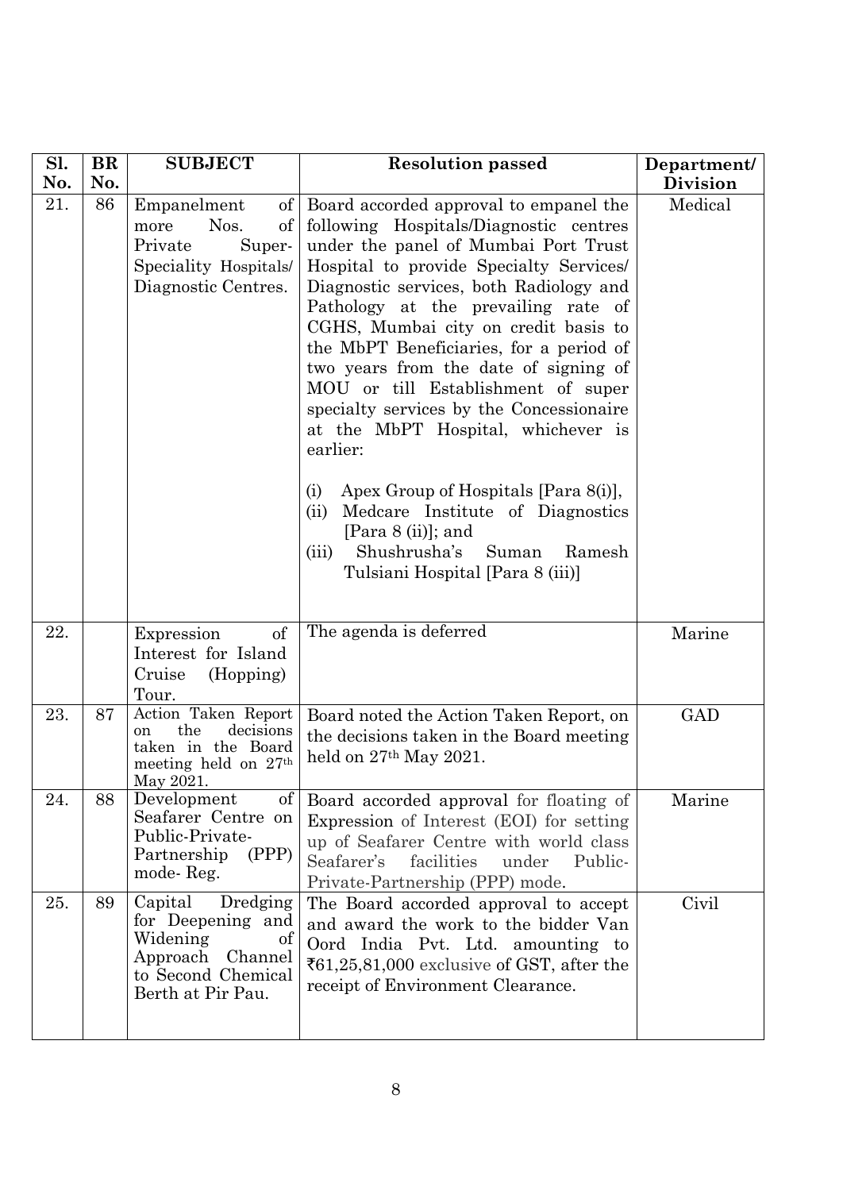| Sl. No. | BR No. | SUBJECT | Resolution passed | Department/ Division |
|---|---|---|---|---|
| 21. | 86 | Empanelment of more Nos. of Private Super-Speciality Hospitals/ Diagnostic Centres. | Board accorded approval to empanel the following Hospitals/Diagnostic centres under the panel of Mumbai Port Trust Hospital to provide Specialty Services/ Diagnostic services, both Radiology and Pathology at the prevailing rate of CGHS, Mumbai city on credit basis to the MbPT Beneficiaries, for a period of two years from the date of signing of MOU or till Establishment of super specialty services by the Concessionaire at the MbPT Hospital, whichever is earlier:<br><br>(i) Apex Group of Hospitals [Para 8(i)],<br>(ii) Medcare Institute of Diagnostics [Para 8 (ii)]; and<br>(iii) Shushrusha's Suman Ramesh Tulsiani Hospital [Para 8 (iii)] | Medical |
| 22. | | Expression of Interest for Island Cruise (Hopping) Tour. | The agenda is deferred | Marine |
| 23. | 87 | Action Taken Report on the decisions taken in the Board meeting held on 27th May 2021. | Board noted the Action Taken Report, on the decisions taken in the Board meeting held on 27th May 2021. | GAD |
| 24. | 88 | Development of Seafarer Centre on Public-Private-Partnership (PPP) mode- Reg. | Board accorded approval for floating of Expression of Interest (EOI) for setting up of Seafarer Centre with world class Seafarer's facilities under Public-Private-Partnership (PPP) mode. | Marine |
| 25. | 89 | Capital Dredging for Deepening and Widening of Approach Channel to Second Chemical Berth at Pir Pau. | The Board accorded approval to accept and award the work to the bidder Van Oord India Pvt. Ltd. amounting to ₹61,25,81,000 exclusive of GST, after the receipt of Environment Clearance. | Civil |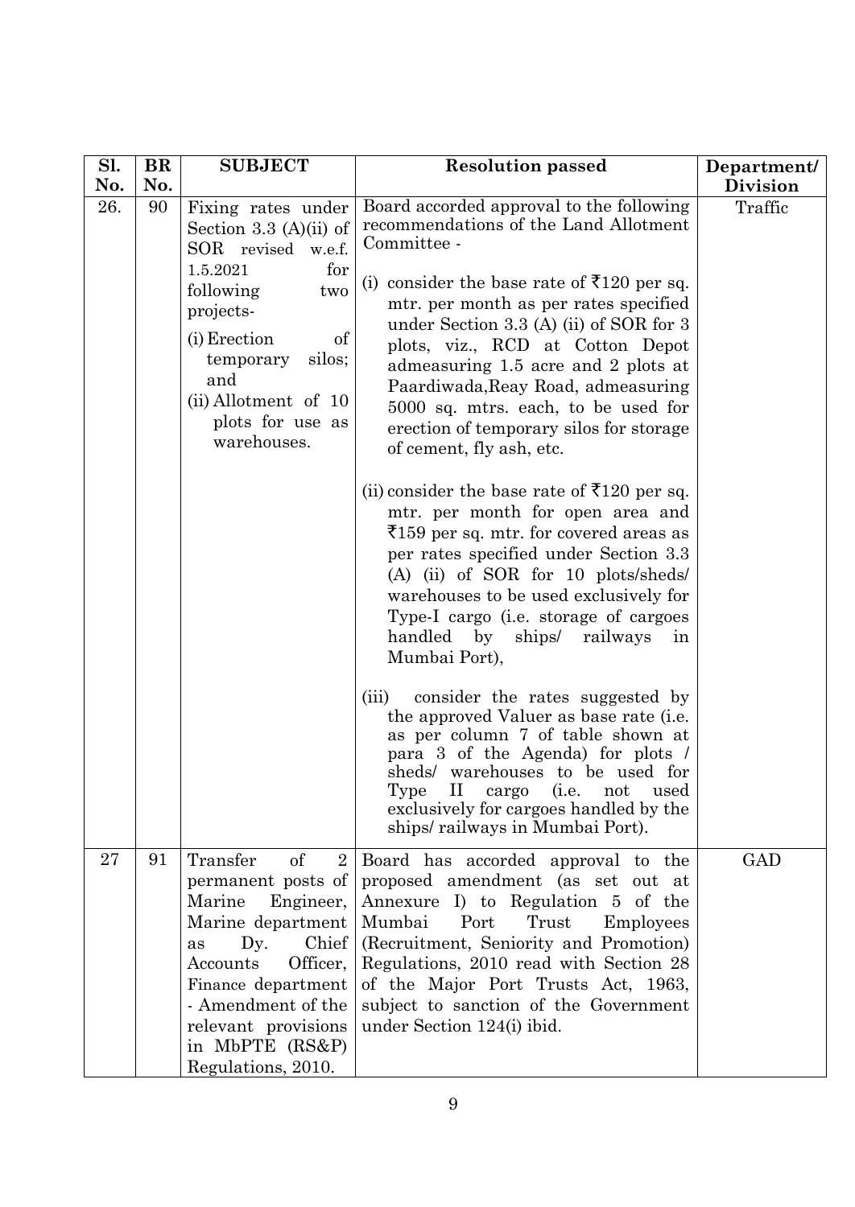| Sl. No. | BR No. | SUBJECT | Resolution passed | Department/ Division |
|---|---|---|---|---|
| 26. | 90 | Fixing rates under Section 3.3 (A)(ii) of SOR revised w.e.f. 1.5.2021 for following two projects-<br>(i) Erection of temporary silos; and<br>(ii) Allotment of 10 plots for use as warehouses. | Board accorded approval to the following recommendations of the Land Allotment Committee -<br><br>(i) consider the base rate of ₹120 per sq. mtr. per month as per rates specified under Section 3.3 (A) (ii) of SOR for 3 plots, viz., RCD at Cotton Depot admeasuring 1.5 acre and 2 plots at Paardiwada,Reay Road, admeasuring 5000 sq. mtrs. each, to be used for erection of temporary silos for storage of cement, fly ash, etc.<br><br>(ii) consider the base rate of ₹120 per sq. mtr. per month for open area and ₹159 per sq. mtr. for covered areas as per rates specified under Section 3.3 (A) (ii) of SOR for 10 plots/sheds/ warehouses to be used exclusively for Type-I cargo (i.e. storage of cargoes handled by ships/ railways in Mumbai Port),<br><br>(iii) consider the rates suggested by the approved Valuer as base rate (i.e. as per column 7 of table shown at para 3 of the Agenda) for plots / sheds/ warehouses to be used for Type II cargo (i.e. not used exclusively for cargoes handled by the ships/ railways in Mumbai Port). | Traffic |
| 27 | 91 | Transfer of 2 permanent posts of Marine Engineer, Marine department as Dy. Chief Accounts Officer, Finance department - Amendment of the relevant provisions in MbPTE (RS&P) Regulations, 2010. | Board has accorded approval to the proposed amendment (as set out at Annexure I) to Regulation 5 of the Mumbai Port Trust Employees (Recruitment, Seniority and Promotion) Regulations, 2010 read with Section 28 of the Major Port Trusts Act, 1963, subject to sanction of the Government under Section 124(i) ibid. | GAD |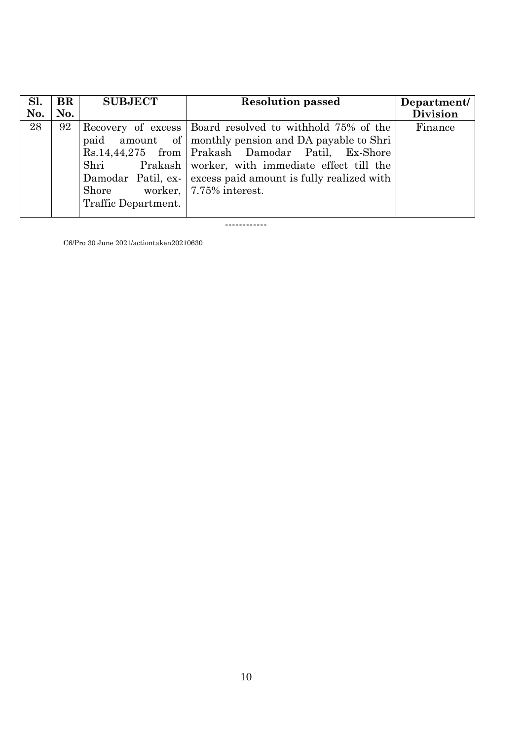| Sl. No. | BR No. | SUBJECT | Resolution passed | Department/ Division |
|---|---|---|---|---|
| 28 | 92 | Recovery of excess paid amount of Rs.14,44,275 from Shri Prakash Damodar Patil, ex-Shore worker, Traffic Department. | Board resolved to withhold 75% of the monthly pension and DA payable to Shri Prakash Damodar Patil, Ex-Shore worker, with immediate effect till the excess paid amount is fully realized with 7.75% interest. | Finance |

------------

C6/Pro 30 June 2021/actiontaken20210630